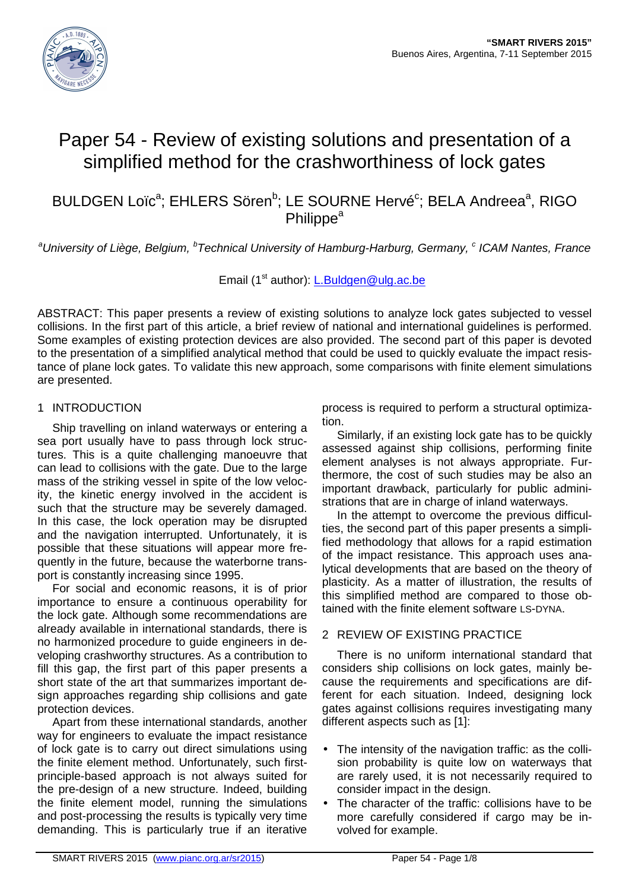# Paper 54 - Review of existing solutions and presentation of a simplified method for the crashworthiness of lock gates

BULDGEN Loïc[a]; EHLERS Sören[b]; LE SOURNE Hervé[c]; BELA Andreea[a], RIGO Philippe[a]

[a]*University of Liège, Belgium,* [b]*Technical University of Hamburg-Harburg, Germany,* [c] *ICAM Nantes, France*

Email (1st author): L.Buldgen@ulg.ac.be

ABSTRACT: This paper presents a review of existing solutions to analyze lock gates subjected to vessel collisions. In the first part of this article, a brief review of national and international guidelines is performed. Some examples of existing protection devices are also provided. The second part of this paper is devoted to the presentation of a simplified analytical method that could be used to quickly evaluate the impact resistance of plane lock gates. To validate this new approach, some comparisons with finite element simulations are presented.

## 1 INTRODUCTION

Ship travelling on inland waterways or entering a sea port usually have to pass through lock structures. This is a quite challenging manoeuvre that can lead to collisions with the gate. Due to the large mass of the striking vessel in spite of the low velocity, the kinetic energy involved in the accident is such that the structure may be severely damaged. In this case, the lock operation may be disrupted and the navigation interrupted. Unfortunately, it is possible that these situations will appear more frequently in the future, because the waterborne transport is constantly increasing since 1995.

For social and economic reasons, it is of prior importance to ensure a continuous operability for the lock gate. Although some recommendations are already available in international standards, there is no harmonized procedure to guide engineers in developing crashworthy structures. As a contribution to fill this gap, the first part of this paper presents a short state of the art that summarizes important design approaches regarding ship collisions and gate protection devices.

Apart from these international standards, another way for engineers to evaluate the impact resistance of lock gate is to carry out direct simulations using the finite element method. Unfortunately, such first-principle-based approach is not always suited for the pre-design of a new structure. Indeed, building the finite element model, running the simulations and post-processing the results is typically very time demanding. This is particularly true if an iterative process is required to perform a structural optimization.

Similarly, if an existing lock gate has to be quickly assessed against ship collisions, performing finite element analyses is not always appropriate. Furthermore, the cost of such studies may be also an important drawback, particularly for public administrations that are in charge of inland waterways.

In the attempt to overcome the previous difficulties, the second part of this paper presents a simplified methodology that allows for a rapid estimation of the impact resistance. This approach uses analytical developments that are based on the theory of plasticity. As a matter of illustration, the results of this simplified method are compared to those obtained with the finite element software LS-DYNA.

## 2 REVIEW OF EXISTING PRACTICE

There is no uniform international standard that considers ship collisions on lock gates, mainly because the requirements and specifications are different for each situation. Indeed, designing lock gates against collisions requires investigating many different aspects such as [1]:

- The intensity of the navigation traffic: as the collision probability is quite low on waterways that are rarely used, it is not necessarily required to consider impact in the design.
- The character of the traffic: collisions have to be more carefully considered if cargo may be involved for example.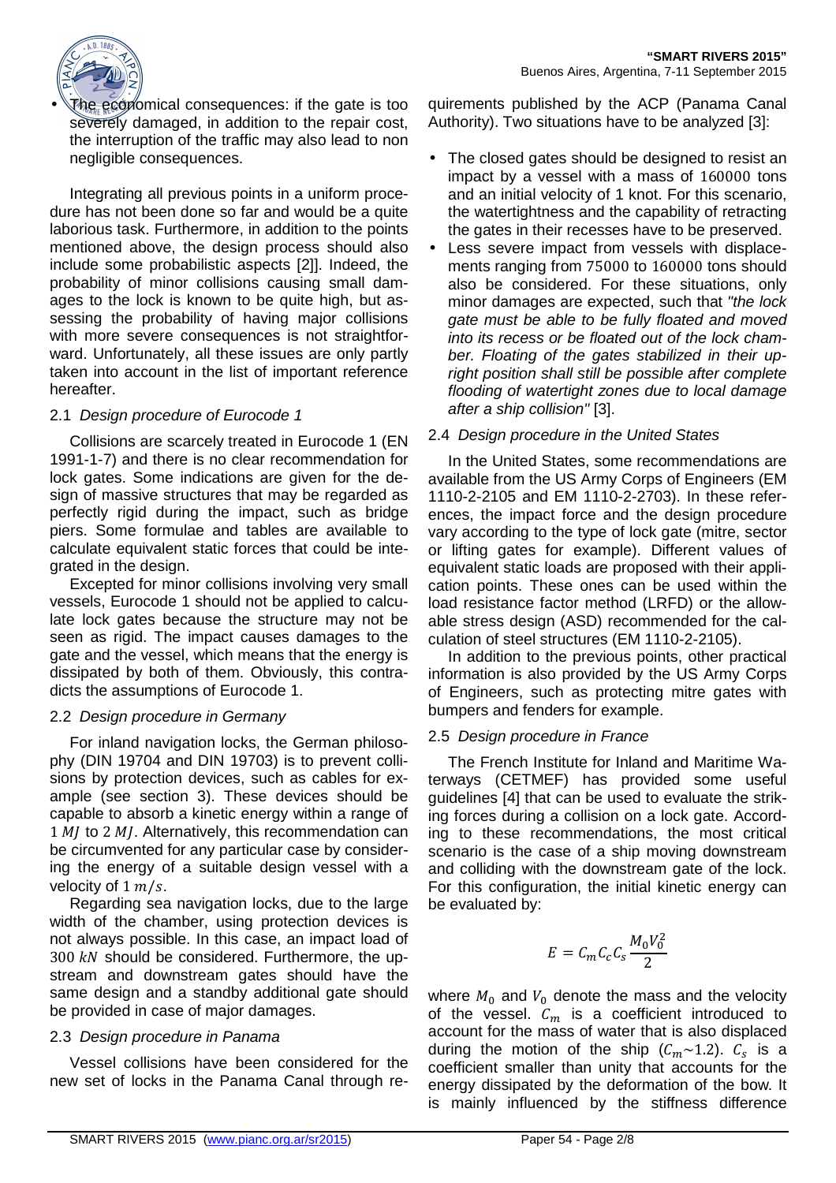- The economical consequences: if the gate is too severely damaged, in addition to the repair cost, the interruption of the traffic may also lead to non negligible consequences.

Integrating all previous points in a uniform procedure has not been done so far and would be a quite laborious task. Furthermore, in addition to the points mentioned above, the design process should also include some probabilistic aspects [2]]. Indeed, the probability of minor collisions causing small damages to the lock is known to be quite high, but assessing the probability of having major collisions with more severe consequences is not straightforward. Unfortunately, all these issues are only partly taken into account in the list of important reference hereafter.

### 2.1 *Design procedure of Eurocode 1*

Collisions are scarcely treated in Eurocode 1 (EN 1991-1-7) and there is no clear recommendation for lock gates. Some indications are given for the design of massive structures that may be regarded as perfectly rigid during the impact, such as bridge piers. Some formulae and tables are available to calculate equivalent static forces that could be integrated in the design.

Excepted for minor collisions involving very small vessels, Eurocode 1 should not be applied to calculate lock gates because the structure may not be seen as rigid. The impact causes damages to the gate and the vessel, which means that the energy is dissipated by both of them. Obviously, this contradicts the assumptions of Eurocode 1.

### 2.2 *Design procedure in Germany*

For inland navigation locks, the German philosophy (DIN 19704 and DIN 19703) is to prevent collisions by protection devices, such as cables for example (see section 3). These devices should be capable to absorb a kinetic energy within a range of $1\ MJ$ to $2\ MJ$. Alternatively, this recommendation can be circumvented for any particular case by considering the energy of a suitable design vessel with a velocity of $1\ m/s$.

Regarding sea navigation locks, due to the large width of the chamber, using protection devices is not always possible. In this case, an impact load of $300\ kN$ should be considered. Furthermore, the upstream and downstream gates should have the same design and a standby additional gate should be provided in case of major damages.

### 2.3 *Design procedure in Panama*

Vessel collisions have been considered for the new set of locks in the Panama Canal through requirements published by the ACP (Panama Canal Authority). Two situations have to be analyzed [3]:

- The closed gates should be designed to resist an impact by a vessel with a mass of 160000 tons and an initial velocity of 1 knot. For this scenario, the watertightness and the capability of retracting the gates in their recesses have to be preserved.
- Less severe impact from vessels with displacements ranging from 75000 to 160000 tons should also be considered. For these situations, only minor damages are expected, such that *"the lock gate must be able to be fully floated and moved into its recess or be floated out of the lock chamber. Floating of the gates stabilized in their upright position shall still be possible after complete flooding of watertight zones due to local damage after a ship collision"* [3].

### 2.4 *Design procedure in the United States*

In the United States, some recommendations are available from the US Army Corps of Engineers (EM 1110-2-2105 and EM 1110-2-2703). In these references, the impact force and the design procedure vary according to the type of lock gate (mitre, sector or lifting gates for example). Different values of equivalent static loads are proposed with their application points. These ones can be used within the load resistance factor method (LRFD) or the allowable stress design (ASD) recommended for the calculation of steel structures (EM 1110-2-2105).

In addition to the previous points, other practical information is also provided by the US Army Corps of Engineers, such as protecting mitre gates with bumpers and fenders for example.

### 2.5 *Design procedure in France*

The French Institute for Inland and Maritime Waterways (CETMEF) has provided some useful guidelines [4] that can be used to evaluate the striking forces during a collision on a lock gate. According to these recommendations, the most critical scenario is the case of a ship moving downstream and colliding with the downstream gate of the lock. For this configuration, the initial kinetic energy can be evaluated by:

$$E = C_m C_c C_s \frac{M_0 V_0^2}{2}$$

where $M_0$ and $V_0$ denote the mass and the velocity of the vessel. $C_m$ is a coefficient introduced to account for the mass of water that is also displaced during the motion of the ship ($C_m \sim 1.2$). $C_s$ is a coefficient smaller than unity that accounts for the energy dissipated by the deformation of the bow. It is mainly influenced by the stiffness difference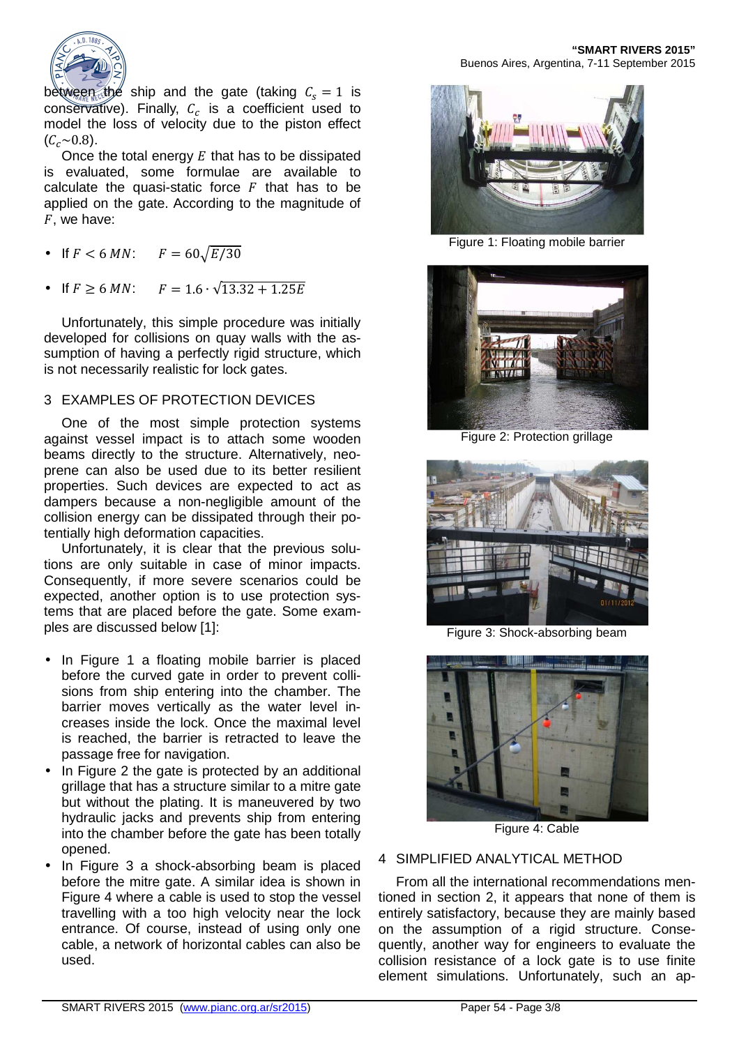between the ship and the gate (taking $C_s = 1$ is conservative). Finally, $C_c$ is a coefficient used to model the loss of velocity due to the piston effect ($C_c \sim 0.8$).

Once the total energy $E$ that has to be dissipated is evaluated, some formulae are available to calculate the quasi-static force $F$ that has to be applied on the gate. According to the magnitude of $F$, we have:

- If $F < 6\,MN$: $\quad F = 60\sqrt{E/30}$
- If $F \geq 6\,MN$: $\quad F = 1.6 \cdot \sqrt{13.32 + 1.25E}$

Unfortunately, this simple procedure was initially developed for collisions on quay walls with the assumption of having a perfectly rigid structure, which is not necessarily realistic for lock gates.

## 3 EXAMPLES OF PROTECTION DEVICES

One of the most simple protection systems against vessel impact is to attach some wooden beams directly to the structure. Alternatively, neoprene can also be used due to its better resilient properties. Such devices are expected to act as dampers because a non-negligible amount of the collision energy can be dissipated through their potentially high deformation capacities.

Unfortunately, it is clear that the previous solutions are only suitable in case of minor impacts. Consequently, if more severe scenarios could be expected, another option is to use protection systems that are placed before the gate. Some examples are discussed below [1]:

- In Figure 1 a floating mobile barrier is placed before the curved gate in order to prevent collisions from ship entering into the chamber. The barrier moves vertically as the water level increases inside the lock. Once the maximal level is reached, the barrier is retracted to leave the passage free for navigation.
- In Figure 2 the gate is protected by an additional grillage that has a structure similar to a mitre gate but without the plating. It is maneuvered by two hydraulic jacks and prevents ship from entering into the chamber before the gate has been totally opened.
- In Figure 3 a shock-absorbing beam is placed before the mitre gate. A similar idea is shown in Figure 4 where a cable is used to stop the vessel travelling with a too high velocity near the lock entrance. Of course, instead of using only one cable, a network of horizontal cables can also be used.

Figure 1: Floating mobile barrier

Figure 2: Protection grillage

Figure 3: Shock-absorbing beam

Figure 4: Cable

## 4 SIMPLIFIED ANALYTICAL METHOD

From all the international recommendations mentioned in section 2, it appears that none of them is entirely satisfactory, because they are mainly based on the assumption of a rigid structure. Consequently, another way for engineers to evaluate the collision resistance of a lock gate is to use finite element simulations. Unfortunately, such an ap-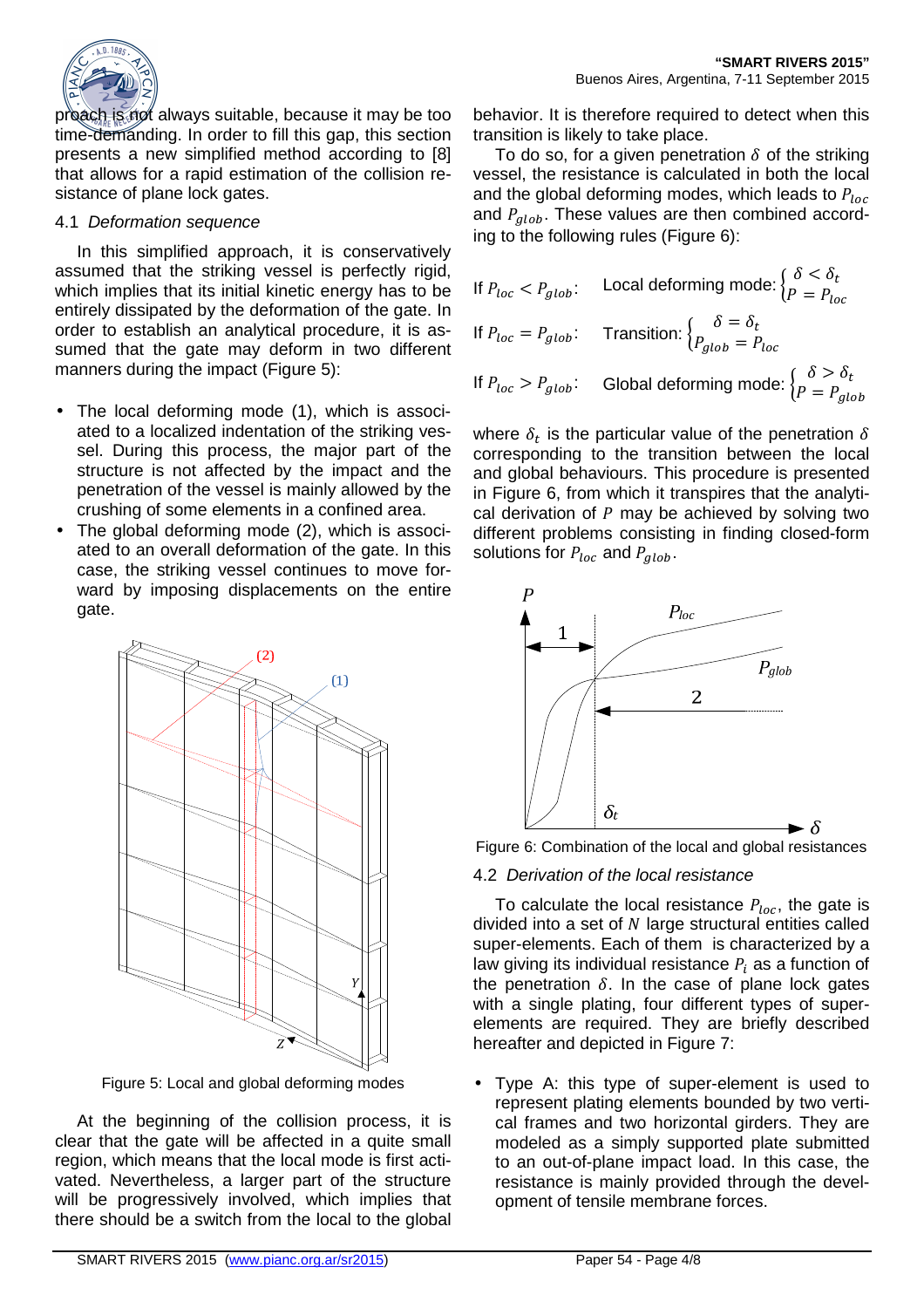proach is not always suitable, because it may be too time-demanding. In order to fill this gap, this section presents a new simplified method according to [8] that allows for a rapid estimation of the collision resistance of plane lock gates.

### 4.1 *Deformation sequence*

In this simplified approach, it is conservatively assumed that the striking vessel is perfectly rigid, which implies that its initial kinetic energy has to be entirely dissipated by the deformation of the gate. In order to establish an analytical procedure, it is assumed that the gate may deform in two different manners during the impact (Figure 5):

- The local deforming mode (1), which is associated to a localized indentation of the striking vessel. During this process, the major part of the structure is not affected by the impact and the penetration of the vessel is mainly allowed by the crushing of some elements in a confined area.
- The global deforming mode (2), which is associated to an overall deformation of the gate. In this case, the striking vessel continues to move forward by imposing displacements on the entire gate.

Figure 5: Local and global deforming modes

At the beginning of the collision process, it is clear that the gate will be affected in a quite small region, which means that the local mode is first activated. Nevertheless, a larger part of the structure will be progressively involved, which implies that there should be a switch from the local to the global behavior. It is therefore required to detect when this transition is likely to take place.

To do so, for a given penetration $\delta$ of the striking vessel, the resistance is calculated in both the local and the global deforming modes, which leads to $P_{loc}$ and $P_{glob}$. These values are then combined according to the following rules (Figure 6):

If $P_{loc} < P_{glob}$: Local deforming mode: $\begin{cases} \delta < \delta_t \\ P = P_{loc} \end{cases}$

If $P_{loc} = P_{glob}$: Transition: $\begin{cases} \delta = \delta_t \\ P_{glob} = P_{loc} \end{cases}$

If $P_{loc} > P_{glob}$: Global deforming mode: $\begin{cases} \delta > \delta_t \\ P = P_{glob} \end{cases}$

where $\delta_t$ is the particular value of the penetration $\delta$ corresponding to the transition between the local and global behaviours. This procedure is presented in Figure 6, from which it transpires that the analytical derivation of $P$ may be achieved by solving two different problems consisting in finding closed-form solutions for $P_{loc}$ and $P_{glob}$.

Figure 6: Combination of the local and global resistances

### 4.2 *Derivation of the local resistance*

To calculate the local resistance $P_{loc}$, the gate is divided into a set of $N$ large structural entities called super-elements. Each of them is characterized by a law giving its individual resistance $P_i$ as a function of the penetration $\delta$. In the case of plane lock gates with a single plating, four different types of super-elements are required. They are briefly described hereafter and depicted in Figure 7:

- Type A: this type of super-element is used to represent plating elements bounded by two vertical frames and two horizontal girders. They are modeled as a simply supported plate submitted to an out-of-plane impact load. In this case, the resistance is mainly provided through the development of tensile membrane forces.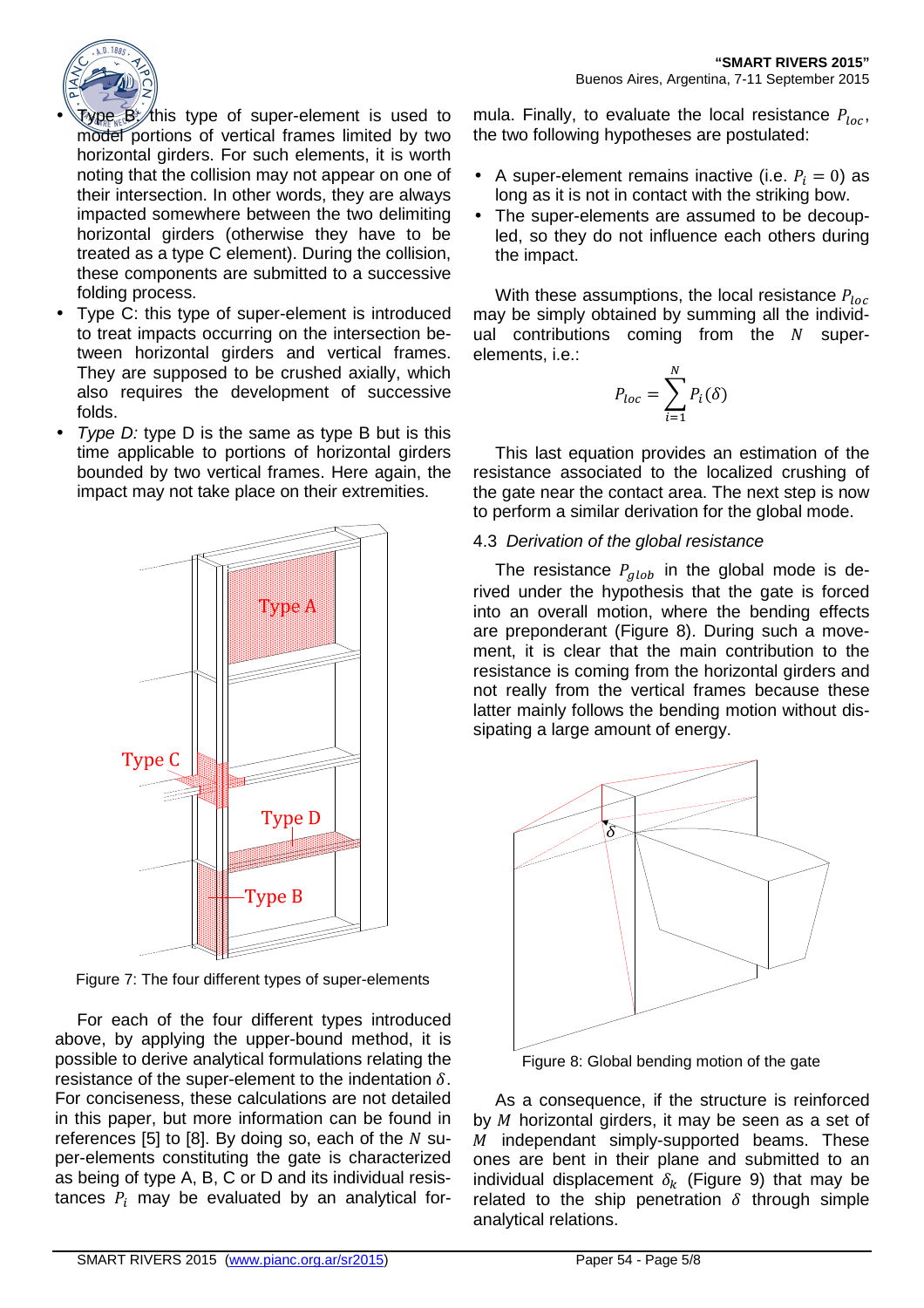- Type B: this type of super-element is used to model portions of vertical frames limited by two horizontal girders. For such elements, it is worth noting that the collision may not appear on one of their intersection. In other words, they are always impacted somewhere between the two delimiting horizontal girders (otherwise they have to be treated as a type C element). During the collision, these components are submitted to a successive folding process.
- Type C: this type of super-element is introduced to treat impacts occurring on the intersection between horizontal girders and vertical frames. They are supposed to be crushed axially, which also requires the development of successive folds.
- *Type D:* type D is the same as type B but is this time applicable to portions of horizontal girders bounded by two vertical frames. Here again, the impact may not take place on their extremities.

Figure 7: The four different types of super-elements

For each of the four different types introduced above, by applying the upper-bound method, it is possible to derive analytical formulations relating the resistance of the super-element to the indentation $\delta$. For conciseness, these calculations are not detailed in this paper, but more information can be found in references [5] to [8]. By doing so, each of the $N$ super-elements constituting the gate is characterized as being of type A, B, C or D and its individual resistances $P_i$ may be evaluated by an analytical formula. Finally, to evaluate the local resistance $P_{loc}$, the two following hypotheses are postulated:

- A super-element remains inactive (i.e. $P_i = 0$) as long as it is not in contact with the striking bow.
- The super-elements are assumed to be decoupled, so they do not influence each others during the impact.

With these assumptions, the local resistance $P_{loc}$ may be simply obtained by summing all the individual contributions coming from the $N$ super-elements, i.e.:

$$P_{loc} = \sum_{i=1}^{N} P_i(\delta)$$

This last equation provides an estimation of the resistance associated to the localized crushing of the gate near the contact area. The next step is now to perform a similar derivation for the global mode.

### 4.3 *Derivation of the global resistance*

The resistance $P_{glob}$ in the global mode is derived under the hypothesis that the gate is forced into an overall motion, where the bending effects are preponderant (Figure 8). During such a movement, it is clear that the main contribution to the resistance is coming from the horizontal girders and not really from the vertical frames because these latter mainly follows the bending motion without dissipating a large amount of energy.

Figure 8: Global bending motion of the gate

As a consequence, if the structure is reinforced by $M$ horizontal girders, it may be seen as a set of $M$ independant simply-supported beams. These ones are bent in their plane and submitted to an individual displacement $\delta_k$ (Figure 9) that may be related to the ship penetration $\delta$ through simple analytical relations.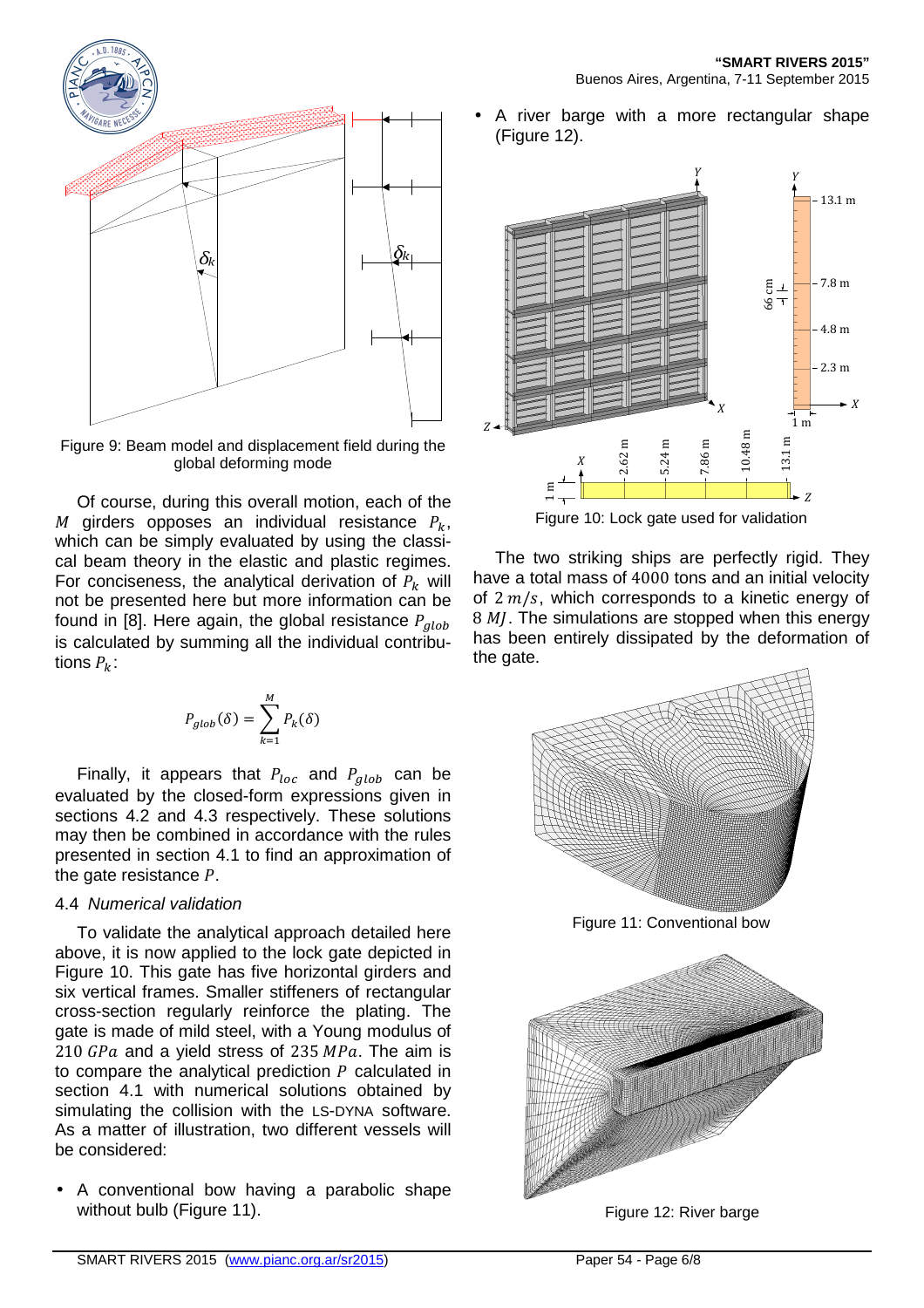Figure 9: Beam model and displacement field during the global deforming mode

Of course, during this overall motion, each of the $M$ girders opposes an individual resistance $P_k$, which can be simply evaluated by using the classical beam theory in the elastic and plastic regimes. For conciseness, the analytical derivation of $P_k$ will not be presented here but more information can be found in [8]. Here again, the global resistance $P_{glob}$ is calculated by summing all the individual contributions $P_k$:

$$P_{glob}(\delta) = \sum_{k=1}^{M} P_k(\delta)$$

Finally, it appears that $P_{loc}$ and $P_{glob}$ can be evaluated by the closed-form expressions given in sections 4.2 and 4.3 respectively. These solutions may then be combined in accordance with the rules presented in section 4.1 to find an approximation of the gate resistance $P$.

### 4.4 *Numerical validation*

To validate the analytical approach detailed here above, it is now applied to the lock gate depicted in Figure 10. This gate has five horizontal girders and six vertical frames. Smaller stiffeners of rectangular cross-section regularly reinforce the plating. The gate is made of mild steel, with a Young modulus of $210\ GPa$ and a yield stress of $235\ MPa$. The aim is to compare the analytical prediction $P$ calculated in section 4.1 with numerical solutions obtained by simulating the collision with the LS-DYNA software. As a matter of illustration, two different vessels will be considered:

- A conventional bow having a parabolic shape without bulb (Figure 11).
- A river barge with a more rectangular shape (Figure 12).

Figure 10: Lock gate used for validation

The two striking ships are perfectly rigid. They have a total mass of $4000$ tons and an initial velocity of $2\ m/s$, which corresponds to a kinetic energy of $8\ MJ$. The simulations are stopped when this energy has been entirely dissipated by the deformation of the gate.

Figure 11: Conventional bow

Figure 12: River barge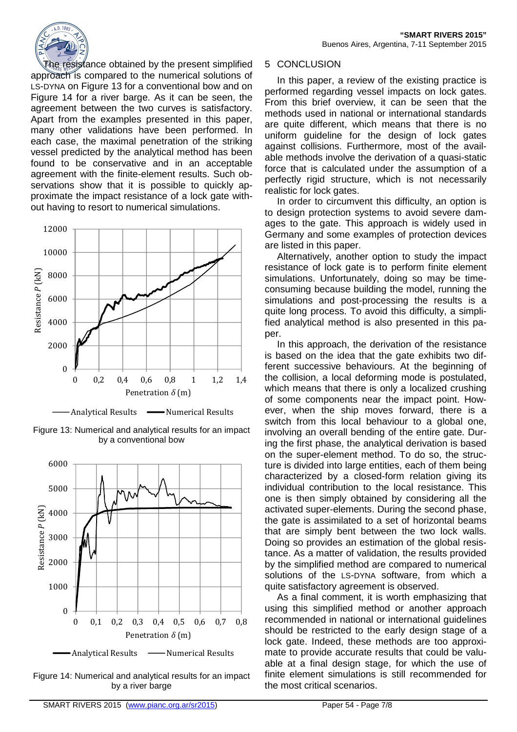The resistance obtained by the present simplified approach is compared to the numerical solutions of LS-DYNA on Figure 13 for a conventional bow and on Figure 14 for a river barge. As it can be seen, the agreement between the two curves is satisfactory. Apart from the examples presented in this paper, many other validations have been performed. In each case, the maximal penetration of the striking vessel predicted by the analytical method has been found to be conservative and in an acceptable agreement with the finite-element results. Such observations show that it is possible to quickly approximate the impact resistance of a lock gate without having to resort to numerical simulations.

Figure 13: Numerical and analytical results for an impact by a conventional bow

Figure 14: Numerical and analytical results for an impact by a river barge

## 5 CONCLUSION

In this paper, a review of the existing practice is performed regarding vessel impacts on lock gates. From this brief overview, it can be seen that the methods used in national or international standards are quite different, which means that there is no uniform guideline for the design of lock gates against collisions. Furthermore, most of the available methods involve the derivation of a quasi-static force that is calculated under the assumption of a perfectly rigid structure, which is not necessarily realistic for lock gates.

In order to circumvent this difficulty, an option is to design protection systems to avoid severe damages to the gate. This approach is widely used in Germany and some examples of protection devices are listed in this paper.

Alternatively, another option to study the impact resistance of lock gate is to perform finite element simulations. Unfortunately, doing so may be time-consuming because building the model, running the simulations and post-processing the results is a quite long process. To avoid this difficulty, a simplified analytical method is also presented in this paper.

In this approach, the derivation of the resistance is based on the idea that the gate exhibits two different successive behaviours. At the beginning of the collision, a local deforming mode is postulated, which means that there is only a localized crushing of some components near the impact point. However, when the ship moves forward, there is a switch from this local behaviour to a global one, involving an overall bending of the entire gate. During the first phase, the analytical derivation is based on the super-element method. To do so, the structure is divided into large entities, each of them being characterized by a closed-form relation giving its individual contribution to the local resistance. This one is then simply obtained by considering all the activated super-elements. During the second phase, the gate is assimilated to a set of horizontal beams that are simply bent between the two lock walls. Doing so provides an estimation of the global resistance. As a matter of validation, the results provided by the simplified method are compared to numerical solutions of the LS-DYNA software, from which a quite satisfactory agreement is observed.

As a final comment, it is worth emphasizing that using this simplified method or another approach recommended in national or international guidelines should be restricted to the early design stage of a lock gate. Indeed, these methods are too approximate to provide accurate results that could be valuable at a final design stage, for which the use of finite element simulations is still recommended for the most critical scenarios.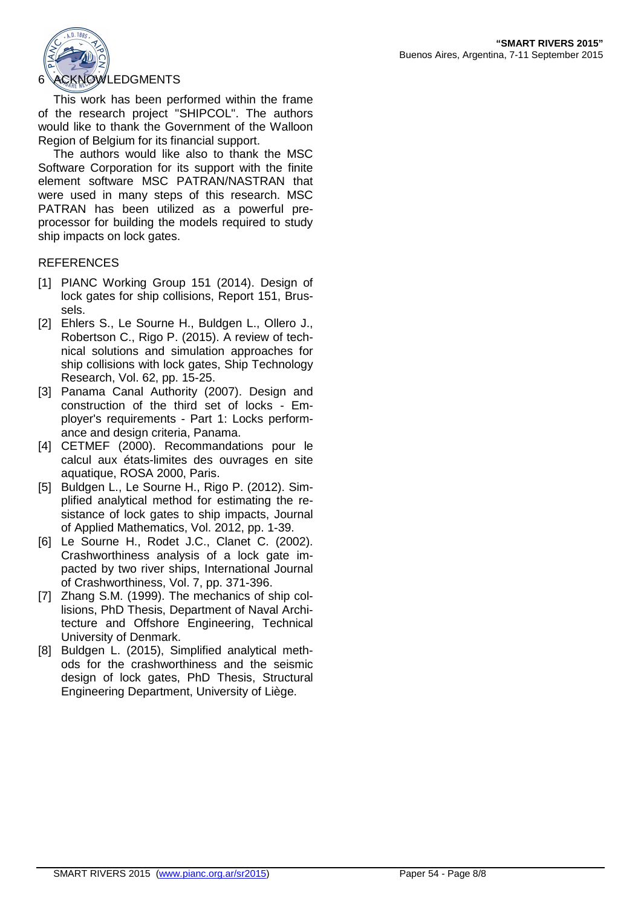## 6 ACKNOWLEDGMENTS

This work has been performed within the frame of the research project "SHIPCOL". The authors would like to thank the Government of the Walloon Region of Belgium for its financial support.

The authors would like also to thank the MSC Software Corporation for its support with the finite element software MSC PATRAN/NASTRAN that were used in many steps of this research. MSC PATRAN has been utilized as a powerful pre-processor for building the models required to study ship impacts on lock gates.

## REFERENCES

[1] PIANC Working Group 151 (2014). Design of lock gates for ship collisions, Report 151, Brussels.

[2] Ehlers S., Le Sourne H., Buldgen L., Ollero J., Robertson C., Rigo P. (2015). A review of technical solutions and simulation approaches for ship collisions with lock gates, Ship Technology Research, Vol. 62, pp. 15-25.

[3] Panama Canal Authority (2007). Design and construction of the third set of locks - Employer's requirements - Part 1: Locks performance and design criteria, Panama.

[4] CETMEF (2000). Recommandations pour le calcul aux états-limites des ouvrages en site aquatique, ROSA 2000, Paris.

[5] Buldgen L., Le Sourne H., Rigo P. (2012). Simplified analytical method for estimating the resistance of lock gates to ship impacts, Journal of Applied Mathematics, Vol. 2012, pp. 1-39.

[6] Le Sourne H., Rodet J.C., Clanet C. (2002). Crashworthiness analysis of a lock gate impacted by two river ships, International Journal of Crashworthiness, Vol. 7, pp. 371-396.

[7] Zhang S.M. (1999). The mechanics of ship collisions, PhD Thesis, Department of Naval Architecture and Offshore Engineering, Technical University of Denmark.

[8] Buldgen L. (2015), Simplified analytical methods for the crashworthiness and the seismic design of lock gates, PhD Thesis, Structural Engineering Department, University of Liège.